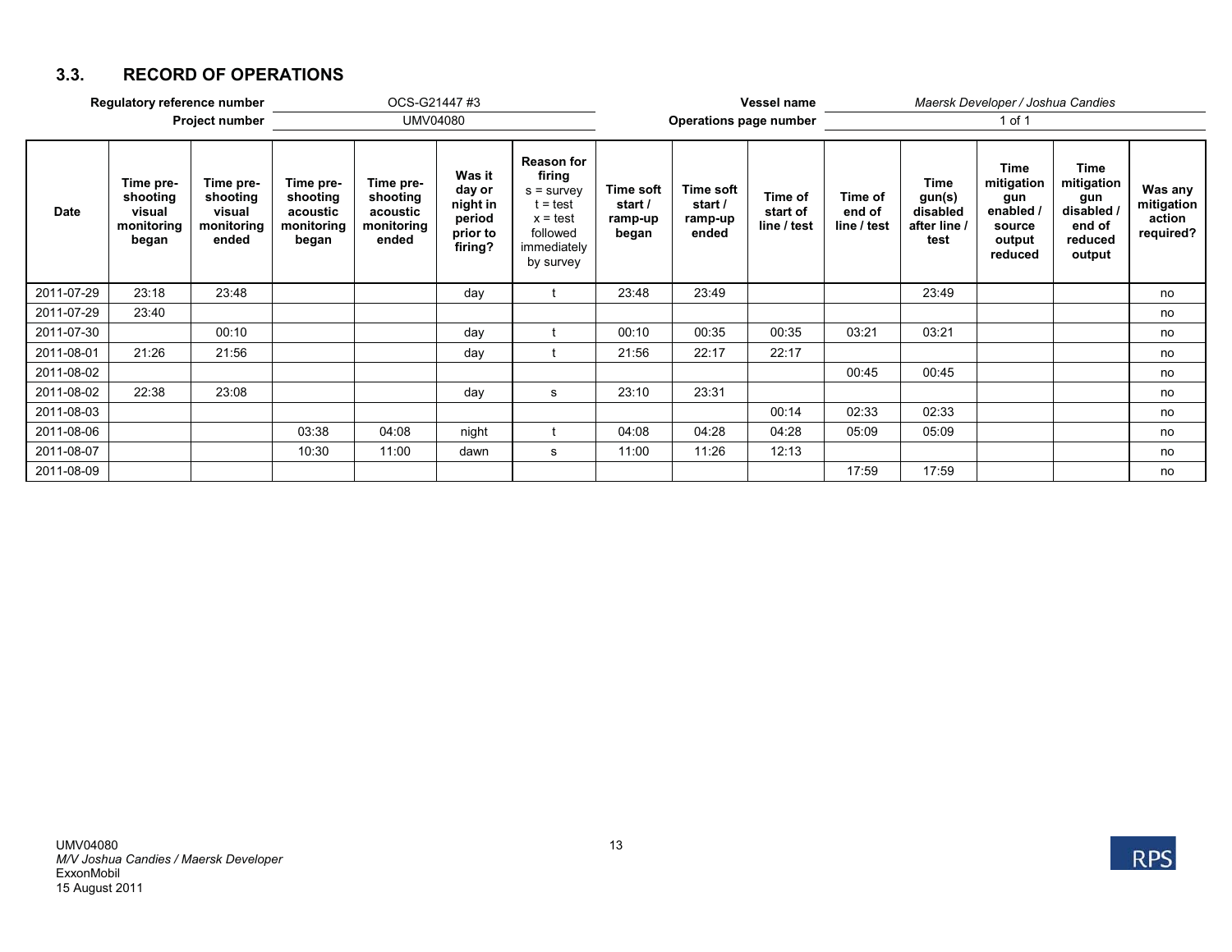## 3.3. RECORD OF OPERATIONS

| Regulatory reference number | OCS-G21447 #3 | Vessel name | *Maersk Developer / Joshua Candies* |
|---|---|---|---|
| Project number | UMV04080 | Operations page number | 1 of 1 |

| Date | Time pre-shooting visual monitoring began | Time pre-shooting visual monitoring ended | Time pre-shooting acoustic monitoring began | Time pre-shooting acoustic monitoring ended | Was it day or night in period prior to firing? | Reason for firing s = survey t = test x = test followed immediately by survey | Time soft start / ramp-up began | Time soft start / ramp-up ended | Time of start of line / test | Time of end of line / test | Time gun(s) disabled after line / test | Time mitigation gun enabled / source output reduced | Time mitigation gun disabled / end of reduced output | Was any mitigation action required? |
|---|---|---|---|---|---|---|---|---|---|---|---|---|---|---|
| 2011-07-29 | 23:18 | 23:48 | | | day | t | 23:48 | 23:49 | | | 23:49 | | | no |
| 2011-07-29 | 23:40 | | | | | | | | | | | | | no |
| 2011-07-30 | | 00:10 | | | day | t | 00:10 | 00:35 | 00:35 | 03:21 | 03:21 | | | no |
| 2011-08-01 | 21:26 | 21:56 | | | day | t | 21:56 | 22:17 | 22:17 | | | | | no |
| 2011-08-02 | | | | | | | | | | 00:45 | 00:45 | | | no |
| 2011-08-02 | 22:38 | 23:08 | | | day | s | 23:10 | 23:31 | | | | | | no |
| 2011-08-03 | | | | | | | | | 00:14 | 02:33 | 02:33 | | | no |
| 2011-08-06 | | | 03:38 | 04:08 | night | t | 04:08 | 04:28 | 04:28 | 05:09 | 05:09 | | | no |
| 2011-08-07 | | | 10:30 | 11:00 | dawn | s | 11:00 | 11:26 | 12:13 | | | | | no |
| 2011-08-09 | | | | | | | | | | 17:59 | 17:59 | | | no |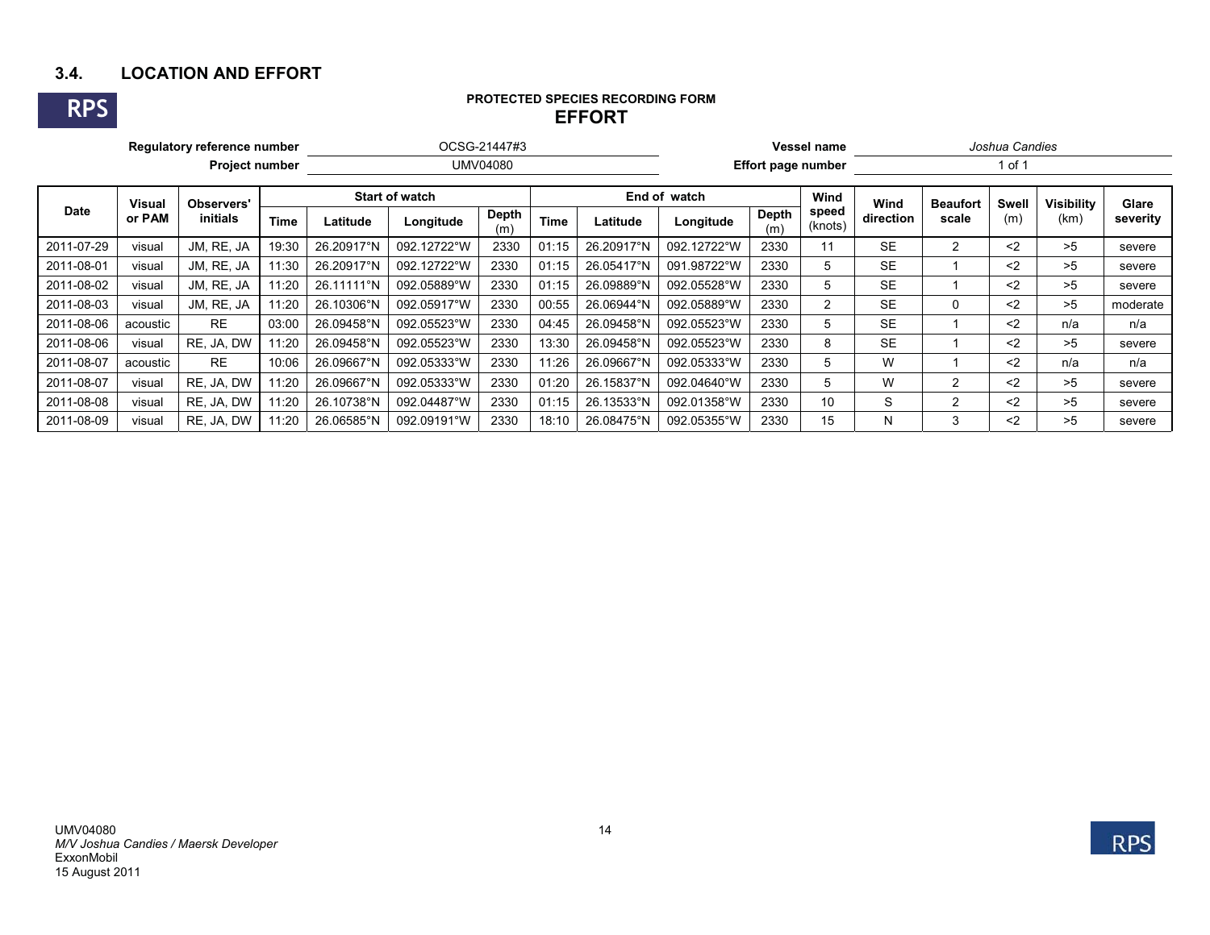## 3.4. LOCATION AND EFFORT

RPS

**PROTECTED SPECIES RECORDING FORM**

**EFFORT**

**Regulatory reference number** OCSG-21447#3 **Vessel name** *Joshua Candies*

**Project number** UMV04080 **Effort page number** 1 of 1

| Date | Visual or PAM | Observers' initials | Start of watch | | | | End of watch | | | | Wind speed (knots) | Wind direction | Beaufort scale | Swell (m) | Visibility (km) | Glare severity |
|---|---|---|---|---|---|---|---|---|---|---|---|---|---|---|---|---|
| | | | Time | Latitude | Longitude | Depth (m) | Time | Latitude | Longitude | Depth (m) | | | | | | |
| 2011-07-29 | visual | JM, RE, JA | 19:30 | 26.20917°N | 092.12722°W | 2330 | 01:15 | 26.20917°N | 092.12722°W | 2330 | 11 | SE | 2 | <2 | >5 | severe |
| 2011-08-01 | visual | JM, RE, JA | 11:30 | 26.20917°N | 092.12722°W | 2330 | 01:15 | 26.05417°N | 091.98722°W | 2330 | 5 | SE | 1 | <2 | >5 | severe |
| 2011-08-02 | visual | JM, RE, JA | 11:20 | 26.11111°N | 092.05889°W | 2330 | 01:15 | 26.09889°N | 092.05528°W | 2330 | 5 | SE | 1 | <2 | >5 | severe |
| 2011-08-03 | visual | JM, RE, JA | 11:20 | 26.10306°N | 092.05917°W | 2330 | 00:55 | 26.06944°N | 092.05889°W | 2330 | 2 | SE | 0 | <2 | >5 | moderate |
| 2011-08-06 | acoustic | RE | 03:00 | 26.09458°N | 092.05523°W | 2330 | 04:45 | 26.09458°N | 092.05523°W | 2330 | 5 | SE | 1 | <2 | n/a | n/a |
| 2011-08-06 | visual | RE, JA, DW | 11:20 | 26.09458°N | 092.05523°W | 2330 | 13:30 | 26.09458°N | 092.05523°W | 2330 | 8 | SE | 1 | <2 | >5 | severe |
| 2011-08-07 | acoustic | RE | 10:06 | 26.09667°N | 092.05333°W | 2330 | 11:26 | 26.09667°N | 092.05333°W | 2330 | 5 | W | 1 | <2 | n/a | n/a |
| 2011-08-07 | visual | RE, JA, DW | 11:20 | 26.09667°N | 092.05333°W | 2330 | 01:20 | 26.15837°N | 092.04640°W | 2330 | 5 | W | 2 | <2 | >5 | severe |
| 2011-08-08 | visual | RE, JA, DW | 11:20 | 26.10738°N | 092.04487°W | 2330 | 01:15 | 26.13533°N | 092.01358°W | 2330 | 10 | S | 2 | <2 | >5 | severe |
| 2011-08-09 | visual | RE, JA, DW | 11:20 | 26.06585°N | 092.09191°W | 2330 | 18:10 | 26.08475°N | 092.05355°W | 2330 | 15 | N | 3 | <2 | >5 | severe |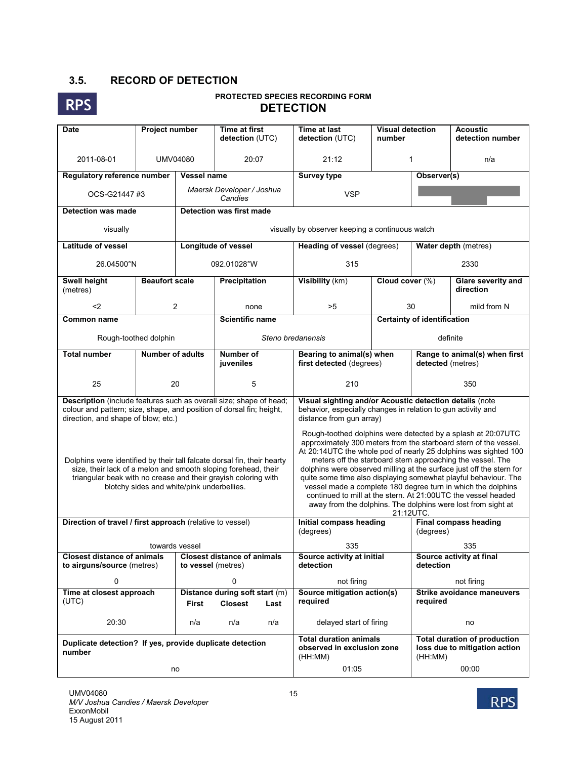## 3.5. RECORD OF DETECTION

RPS

**PROTECTED SPECIES RECORDING FORM**

**DETECTION**

| **Date** | **Project number** | **Time at first detection** (UTC) | **Time at last detection** (UTC) | **Visual detection number** | **Acoustic detection number** |
|---|---|---|---|---|---|
| 2011-08-01 | UMV04080 | 20:07 | 21:12 | 1 | n/a |

| **Regulatory reference number** | **Vessel name** | **Survey type** | **Observer(s)** |
|---|---|---|---|
| OCS-G21447 #3 | *Maersk Developer / Joshua Candies* | VSP | |

| **Detection was made** | **Detection was first made** |
|---|---|
| visually | visually by observer keeping a continuous watch |

| **Latitude of vessel** | **Longitude of vessel** | **Heading of vessel** (degrees) | **Water depth** (metres) |
|---|---|---|---|
| 26.04500°N | 092.01028°W | 315 | 2330 |

| **Swell height** (metres) | **Beaufort scale** | **Precipitation** | **Visibility** (km) | **Cloud cover** (%) | **Glare severity and direction** |
|---|---|---|---|---|---|
| <2 | 2 | none | >5 | 30 | mild from N |

| **Common name** | **Scientific name** | **Certainty of identification** |
|---|---|---|
| Rough-toothed dolphin | *Steno bredanensis* | definite |

| **Total number** | **Number of adults** | **Number of juveniles** | **Bearing to animal(s) when first detected** (degrees) | **Range to animal(s) when first detected** (metres) |
|---|---|---|---|---|
| 25 | 20 | 5 | 210 | 350 |

| **Description** (include features such as overall size; shape of head; colour and pattern; size, shape, and position of dorsal fin; height, direction, and shape of blow; etc.) | **Visual sighting and/or Acoustic detection details** (note behavior, especially changes in relation to gun activity and distance from gun array) |
|---|---|
| Dolphins were identified by their tall falcate dorsal fin, their hearty size, their lack of a melon and smooth sloping forehead, their triangular beak with no crease and their grayish coloring with blotchy sides and white/pink underbellies. | Rough-toothed dolphins were detected by a splash at 20:07UTC approximately 300 meters from the starboard stern of the vessel. At 20:14UTC the whole pod of nearly 25 dolphins was sighted 100 meters off the starboard stern approaching the vessel. The dolphins were observed milling at the surface just off the stern for quite some time also displaying somewhat playful behaviour. The vessel made a complete 180 degree turn in which the dolphins continued to mill at the stern. At 21:00UTC the vessel headed away from the dolphins. The dolphins were lost from sight at 21:12UTC. |

| **Direction of travel / first approach** (relative to vessel) | **Initial compass heading** (degrees) | **Final compass heading** (degrees) |
|---|---|---|
| towards vessel | 335 | 335 |

| **Closest distance of animals to airguns/source** (metres) | **Closest distance of animals to vessel** (metres) | **Source activity at initial detection** | **Source activity at final detection** |
|---|---|---|---|
| 0 | 0 | not firing | not firing |

| **Time at closest approach** (UTC) | **Distance during soft start** (m) **First** | **Closest** | **Last** | **Source mitigation action(s) required** | **Strike avoidance maneuvers required** |
|---|---|---|---|---|---|
| 20:30 | n/a | n/a | n/a | delayed start of firing | no |

| **Duplicate detection? If yes, provide duplicate detection number** | **Total duration animals observed in exclusion zone** (HH:MM) | **Total duration of production loss due to mitigation action** (HH:MM) |
|---|---|---|
| no | 01:05 | 00:00 |